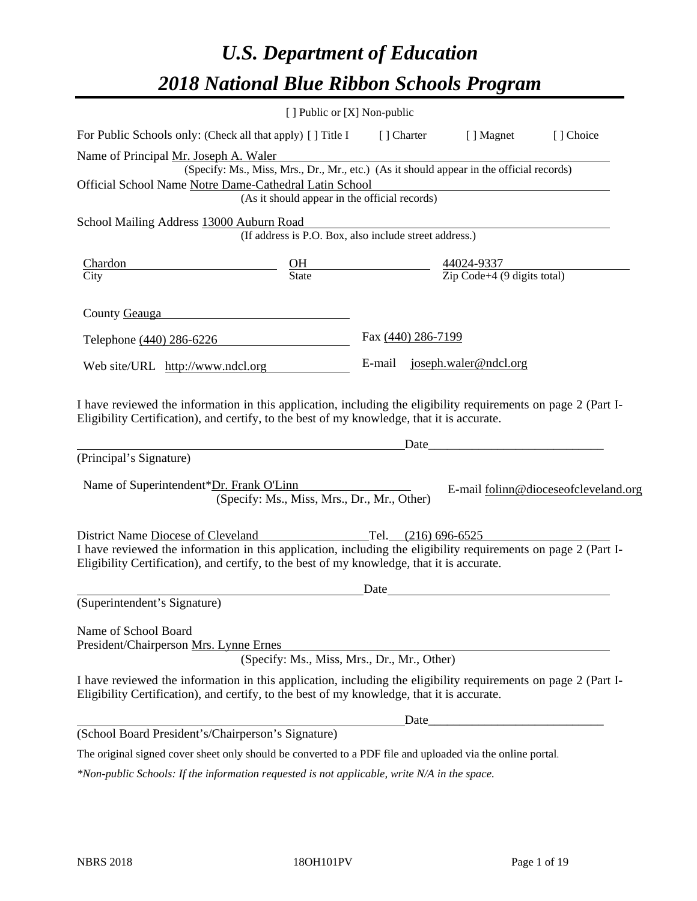# U.S. Department of Education

# 2018 National Blue Ribbon Schools Program

[ ] Public or [X] Non-public

For Public Schools only: (Check all that apply) [ ] Title I [ ] Charter [ ] Magnet [ ] Choice

Name of Principal Mr. Joseph A. Waler
(Specify: Ms., Miss, Mrs., Dr., Mr., etc.) (As it should appear in the official records)

Official School Name Notre Dame-Cathedral Latin School
(As it should appear in the official records)

School Mailing Address 13000 Auburn Road
(If address is P.O. Box, also include street address.)

| Chardon | OH | 44024-9337 |
|---|---|---|
| City | State | Zip Code+4 (9 digits total) |

County Geauga

Telephone (440) 286-6226 Fax (440) 286-7199

Web site/URL http://www.ndcl.org E-mail joseph.waler@ndcl.org

I have reviewed the information in this application, including the eligibility requirements on page 2 (Part I-Eligibility Certification), and certify, to the best of my knowledge, that it is accurate.

_______________________________________________ Date____________________________

(Principal's Signature)

Name of Superintendent*Dr. Frank O'Linn E-mail folinn@dioceseofcleveland.org
(Specify: Ms., Miss, Mrs., Dr., Mr., Other)

District Name Diocese of Cleveland Tel. (216) 696-6525

I have reviewed the information in this application, including the eligibility requirements on page 2 (Part I-Eligibility Certification), and certify, to the best of my knowledge, that it is accurate.

_______________________________________________ Date____________________________

(Superintendent's Signature)

Name of School Board
President/Chairperson Mrs. Lynne Ernes
(Specify: Ms., Miss, Mrs., Dr., Mr., Other)

I have reviewed the information in this application, including the eligibility requirements on page 2 (Part I-Eligibility Certification), and certify, to the best of my knowledge, that it is accurate.

_______________________________________________ Date____________________________

(School Board President's/Chairperson's Signature)

The original signed cover sheet only should be converted to a PDF file and uploaded via the online portal.

*\*Non-public Schools: If the information requested is not applicable, write N/A in the space.*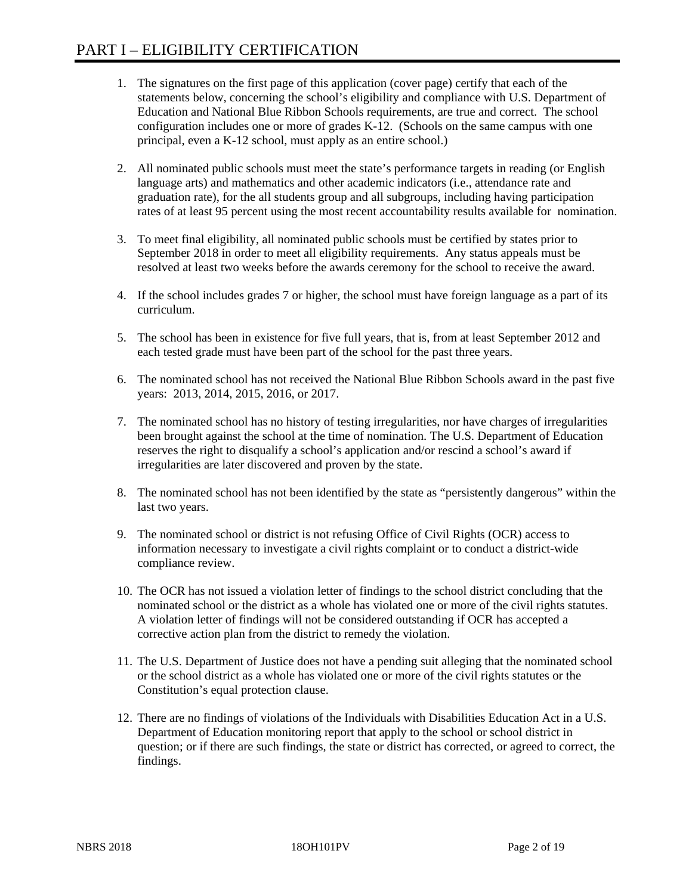# PART I – ELIGIBILITY CERTIFICATION

1. The signatures on the first page of this application (cover page) certify that each of the statements below, concerning the school's eligibility and compliance with U.S. Department of Education and National Blue Ribbon Schools requirements, are true and correct. The school configuration includes one or more of grades K-12. (Schools on the same campus with one principal, even a K-12 school, must apply as an entire school.)

2. All nominated public schools must meet the state's performance targets in reading (or English language arts) and mathematics and other academic indicators (i.e., attendance rate and graduation rate), for the all students group and all subgroups, including having participation rates of at least 95 percent using the most recent accountability results available for nomination.

3. To meet final eligibility, all nominated public schools must be certified by states prior to September 2018 in order to meet all eligibility requirements. Any status appeals must be resolved at least two weeks before the awards ceremony for the school to receive the award.

4. If the school includes grades 7 or higher, the school must have foreign language as a part of its curriculum.

5. The school has been in existence for five full years, that is, from at least September 2012 and each tested grade must have been part of the school for the past three years.

6. The nominated school has not received the National Blue Ribbon Schools award in the past five years: 2013, 2014, 2015, 2016, or 2017.

7. The nominated school has no history of testing irregularities, nor have charges of irregularities been brought against the school at the time of nomination. The U.S. Department of Education reserves the right to disqualify a school's application and/or rescind a school's award if irregularities are later discovered and proven by the state.

8. The nominated school has not been identified by the state as "persistently dangerous" within the last two years.

9. The nominated school or district is not refusing Office of Civil Rights (OCR) access to information necessary to investigate a civil rights complaint or to conduct a district-wide compliance review.

10. The OCR has not issued a violation letter of findings to the school district concluding that the nominated school or the district as a whole has violated one or more of the civil rights statutes. A violation letter of findings will not be considered outstanding if OCR has accepted a corrective action plan from the district to remedy the violation.

11. The U.S. Department of Justice does not have a pending suit alleging that the nominated school or the school district as a whole has violated one or more of the civil rights statutes or the Constitution's equal protection clause.

12. There are no findings of violations of the Individuals with Disabilities Education Act in a U.S. Department of Education monitoring report that apply to the school or school district in question; or if there are such findings, the state or district has corrected, or agreed to correct, the findings.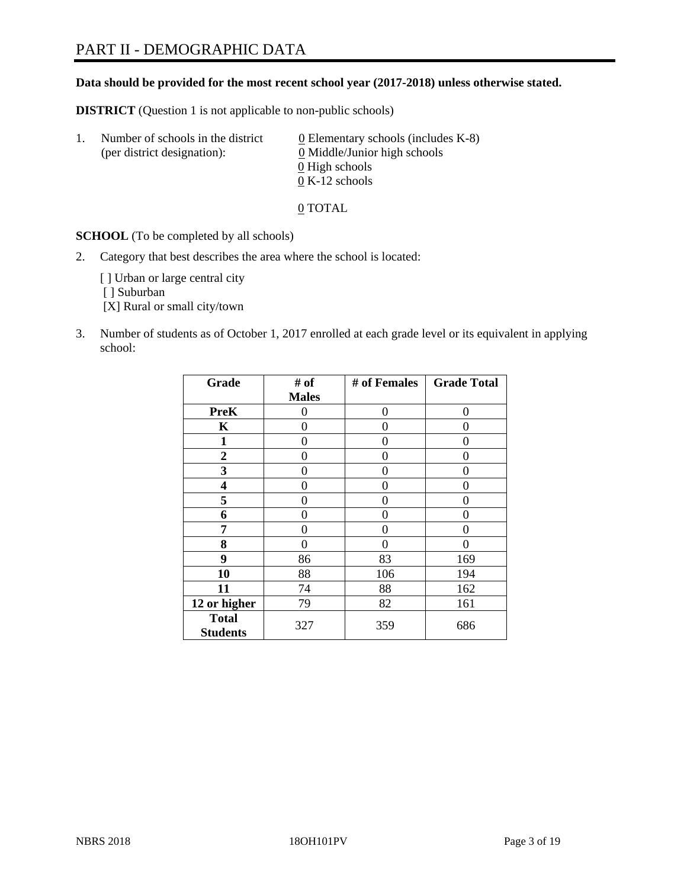# PART II - DEMOGRAPHIC DATA

**Data should be provided for the most recent school year (2017-2018) unless otherwise stated.**

**DISTRICT** (Question 1 is not applicable to non-public schools)

1. Number of schools in the district (per district designation):
   0 Elementary schools (includes K-8)
   0 Middle/Junior high schools
   0 High schools
   0 K-12 schools

   0 TOTAL

**SCHOOL** (To be completed by all schools)

2. Category that best describes the area where the school is located:

   [ ] Urban or large central city
   [ ] Suburban
   [X] Rural or small city/town

3. Number of students as of October 1, 2017 enrolled at each grade level or its equivalent in applying school:

| Grade | # of Males | # of Females | Grade Total |
|---|---|---|---|
| **PreK** | 0 | 0 | 0 |
| **K** | 0 | 0 | 0 |
| **1** | 0 | 0 | 0 |
| **2** | 0 | 0 | 0 |
| **3** | 0 | 0 | 0 |
| **4** | 0 | 0 | 0 |
| **5** | 0 | 0 | 0 |
| **6** | 0 | 0 | 0 |
| **7** | 0 | 0 | 0 |
| **8** | 0 | 0 | 0 |
| **9** | 86 | 83 | 169 |
| **10** | 88 | 106 | 194 |
| **11** | 74 | 88 | 162 |
| **12 or higher** | 79 | 82 | 161 |
| **Total Students** | 327 | 359 | 686 |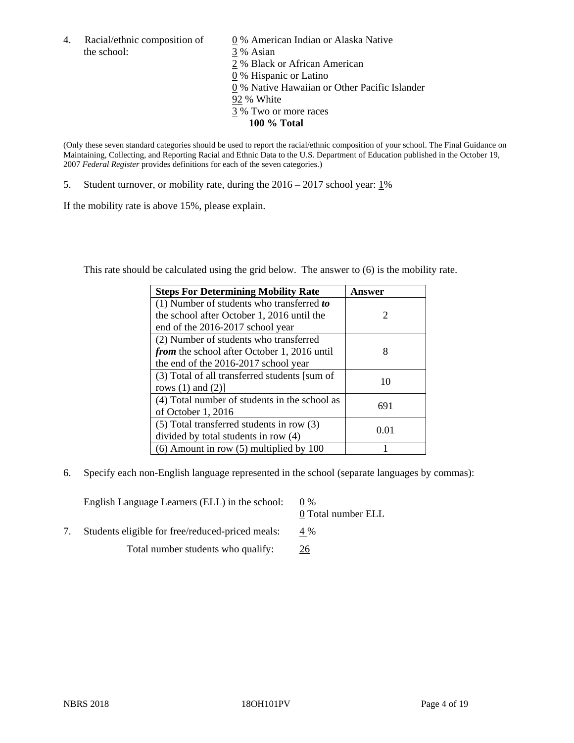4. Racial/ethnic composition of the school:

0 % American Indian or Alaska Native
3 % Asian
2 % Black or African American
0 % Hispanic or Latino
0 % Native Hawaiian or Other Pacific Islander
92 % White
3 % Two or more races
**100 % Total**

(Only these seven standard categories should be used to report the racial/ethnic composition of your school. The Final Guidance on Maintaining, Collecting, and Reporting Racial and Ethnic Data to the U.S. Department of Education published in the October 19, 2007 *Federal Register* provides definitions for each of the seven categories.)

5. Student turnover, or mobility rate, during the 2016 – 2017 school year: 1%

If the mobility rate is above 15%, please explain.

This rate should be calculated using the grid below. The answer to (6) is the mobility rate.

| **Steps For Determining Mobility Rate** | **Answer** |
|---|---|
| (1) Number of students who transferred ***to*** the school after October 1, 2016 until the end of the 2016-2017 school year | 2 |
| (2) Number of students who transferred ***from*** the school after October 1, 2016 until the end of the 2016-2017 school year | 8 |
| (3) Total of all transferred students [sum of rows (1) and (2)] | 10 |
| (4) Total number of students in the school as of October 1, 2016 | 691 |
| (5) Total transferred students in row (3) divided by total students in row (4) | 0.01 |
| (6) Amount in row (5) multiplied by 100 | 1 |

6. Specify each non-English language represented in the school (separate languages by commas):

English Language Learners (ELL) in the school: 0 %
0 Total number ELL

7. Students eligible for free/reduced-priced meals: 4 %

Total number students who qualify: 26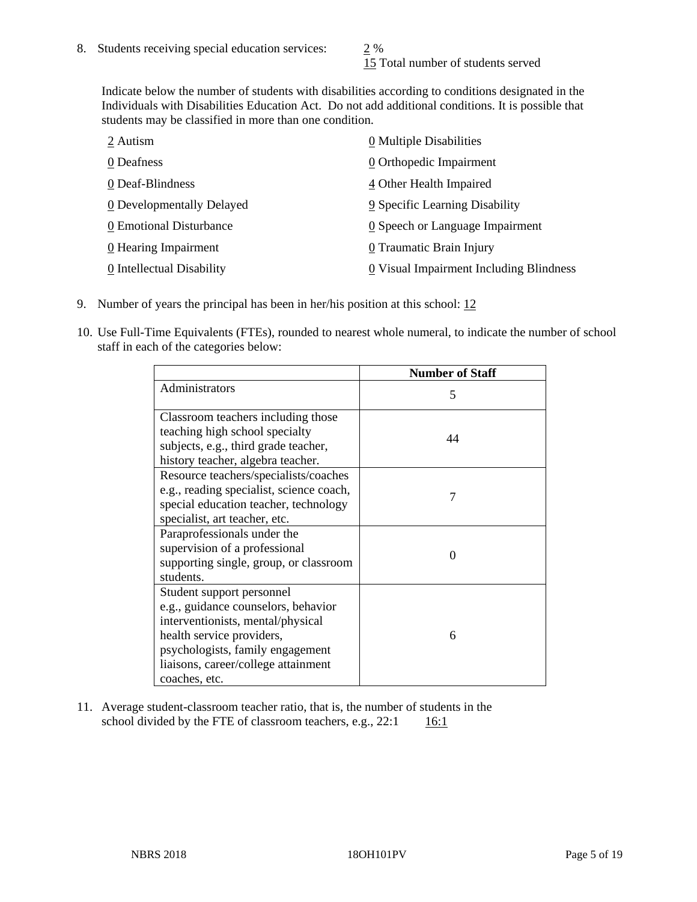8. Students receiving special education services: 2 %
   15 Total number of students served

   Indicate below the number of students with disabilities according to conditions designated in the Individuals with Disabilities Education Act. Do not add additional conditions. It is possible that students may be classified in more than one condition.

   2 Autism
   0 Deafness
   0 Deaf-Blindness
   0 Developmentally Delayed
   0 Emotional Disturbance
   0 Hearing Impairment
   0 Intellectual Disability
   0 Multiple Disabilities
   0 Orthopedic Impairment
   4 Other Health Impaired
   9 Specific Learning Disability
   0 Speech or Language Impairment
   0 Traumatic Brain Injury
   0 Visual Impairment Including Blindness

9. Number of years the principal has been in her/his position at this school: 12

10. Use Full-Time Equivalents (FTEs), rounded to nearest whole numeral, to indicate the number of school staff in each of the categories below:

| | Number of Staff |
|---|---|
| Administrators | 5 |
| Classroom teachers including those teaching high school specialty subjects, e.g., third grade teacher, history teacher, algebra teacher. | 44 |
| Resource teachers/specialists/coaches e.g., reading specialist, science coach, special education teacher, technology specialist, art teacher, etc. | 7 |
| Paraprofessionals under the supervision of a professional supporting single, group, or classroom students. | 0 |
| Student support personnel e.g., guidance counselors, behavior interventionists, mental/physical health service providers, psychologists, family engagement liaisons, career/college attainment coaches, etc. | 6 |

11. Average student-classroom teacher ratio, that is, the number of students in the school divided by the FTE of classroom teachers, e.g., 22:1 16:1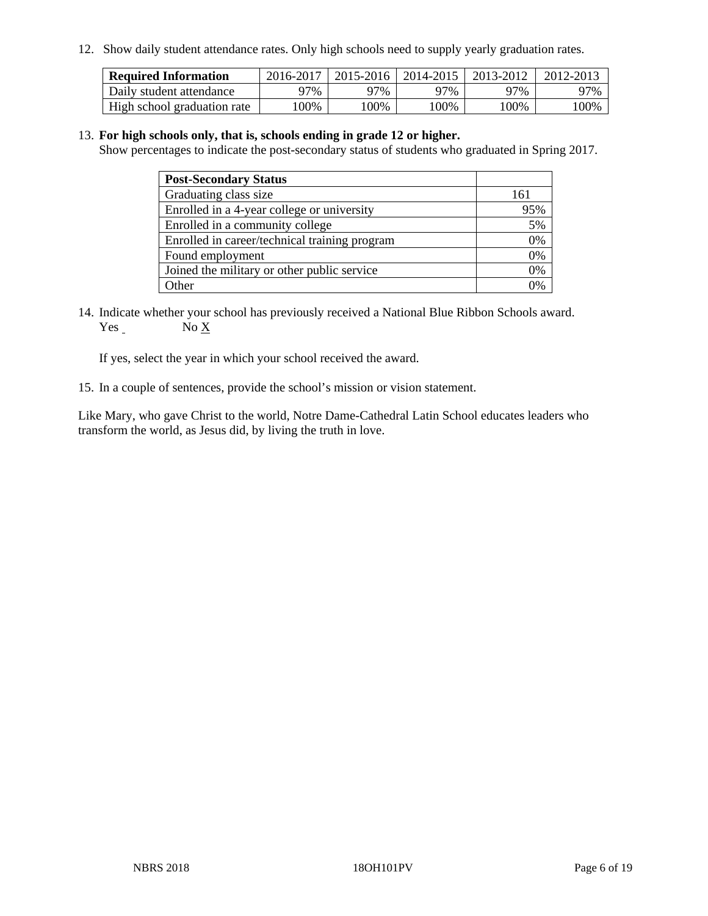12. Show daily student attendance rates. Only high schools need to supply yearly graduation rates.

| Required Information | 2016-2017 | 2015-2016 | 2014-2015 | 2013-2012 | 2012-2013 |
|---|---|---|---|---|---|
| Daily student attendance | 97% | 97% | 97% | 97% | 97% |
| High school graduation rate | 100% | 100% | 100% | 100% | 100% |

13. **For high schools only, that is, schools ending in grade 12 or higher.**
Show percentages to indicate the post-secondary status of students who graduated in Spring 2017.

| Post-Secondary Status | |
|---|---|
| Graduating class size | 161 |
| Enrolled in a 4-year college or university | 95% |
| Enrolled in a community college | 5% |
| Enrolled in career/technical training program | 0% |
| Found employment | 0% |
| Joined the military or other public service | 0% |
| Other | 0% |

14. Indicate whether your school has previously received a National Blue Ribbon Schools award.
Yes ___ No X

If yes, select the year in which your school received the award.

15. In a couple of sentences, provide the school's mission or vision statement.

Like Mary, who gave Christ to the world, Notre Dame-Cathedral Latin School educates leaders who transform the world, as Jesus did, by living the truth in love.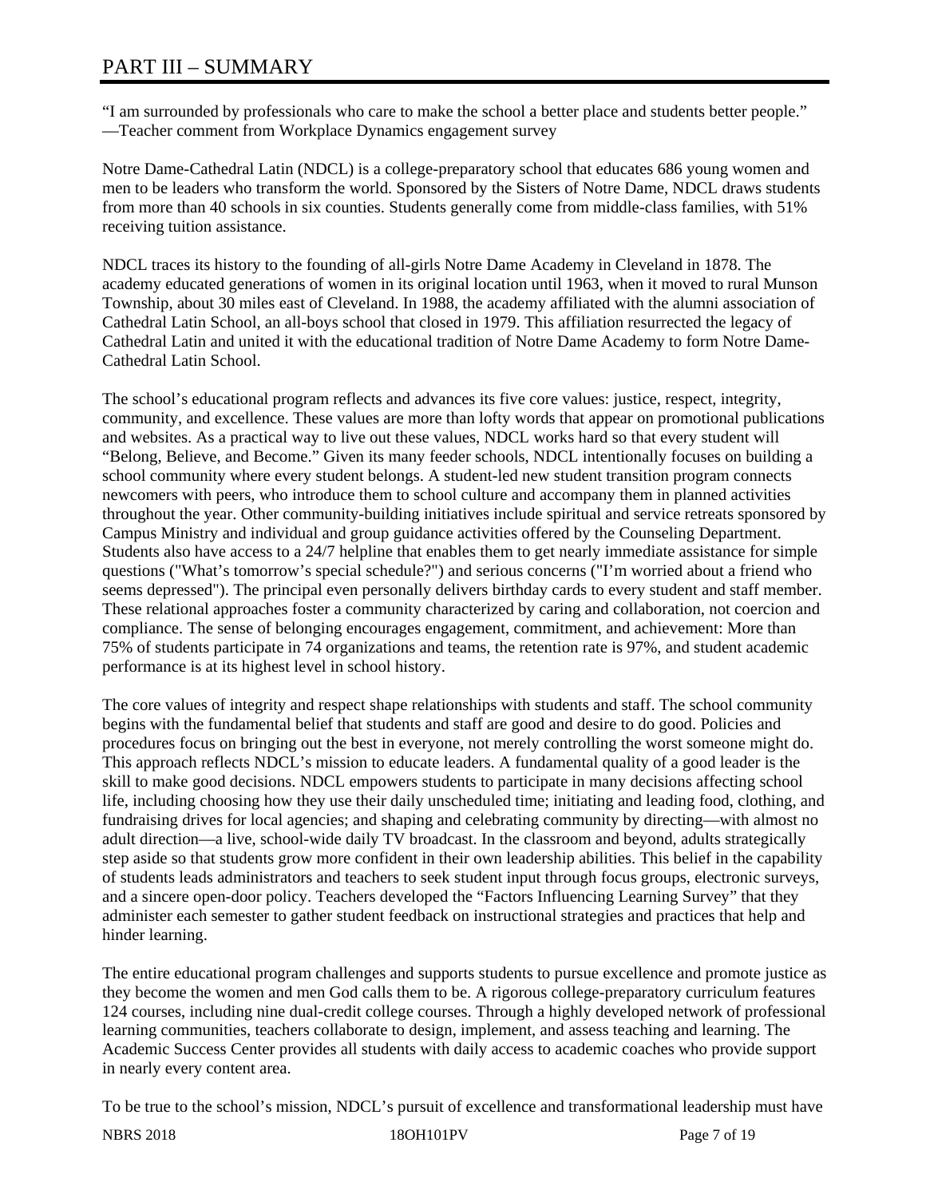# PART III – SUMMARY

"I am surrounded by professionals who care to make the school a better place and students better people."
—Teacher comment from Workplace Dynamics engagement survey

Notre Dame-Cathedral Latin (NDCL) is a college-preparatory school that educates 686 young women and men to be leaders who transform the world. Sponsored by the Sisters of Notre Dame, NDCL draws students from more than 40 schools in six counties. Students generally come from middle-class families, with 51% receiving tuition assistance.

NDCL traces its history to the founding of all-girls Notre Dame Academy in Cleveland in 1878. The academy educated generations of women in its original location until 1963, when it moved to rural Munson Township, about 30 miles east of Cleveland. In 1988, the academy affiliated with the alumni association of Cathedral Latin School, an all-boys school that closed in 1979. This affiliation resurrected the legacy of Cathedral Latin and united it with the educational tradition of Notre Dame Academy to form Notre Dame-Cathedral Latin School.

The school's educational program reflects and advances its five core values: justice, respect, integrity, community, and excellence. These values are more than lofty words that appear on promotional publications and websites. As a practical way to live out these values, NDCL works hard so that every student will "Belong, Believe, and Become." Given its many feeder schools, NDCL intentionally focuses on building a school community where every student belongs. A student-led new student transition program connects newcomers with peers, who introduce them to school culture and accompany them in planned activities throughout the year. Other community-building initiatives include spiritual and service retreats sponsored by Campus Ministry and individual and group guidance activities offered by the Counseling Department. Students also have access to a 24/7 helpline that enables them to get nearly immediate assistance for simple questions ("What's tomorrow's special schedule?") and serious concerns ("I'm worried about a friend who seems depressed"). The principal even personally delivers birthday cards to every student and staff member. These relational approaches foster a community characterized by caring and collaboration, not coercion and compliance. The sense of belonging encourages engagement, commitment, and achievement: More than 75% of students participate in 74 organizations and teams, the retention rate is 97%, and student academic performance is at its highest level in school history.

The core values of integrity and respect shape relationships with students and staff. The school community begins with the fundamental belief that students and staff are good and desire to do good. Policies and procedures focus on bringing out the best in everyone, not merely controlling the worst someone might do. This approach reflects NDCL's mission to educate leaders. A fundamental quality of a good leader is the skill to make good decisions. NDCL empowers students to participate in many decisions affecting school life, including choosing how they use their daily unscheduled time; initiating and leading food, clothing, and fundraising drives for local agencies; and shaping and celebrating community by directing—with almost no adult direction—a live, school-wide daily TV broadcast. In the classroom and beyond, adults strategically step aside so that students grow more confident in their own leadership abilities. This belief in the capability of students leads administrators and teachers to seek student input through focus groups, electronic surveys, and a sincere open-door policy. Teachers developed the "Factors Influencing Learning Survey" that they administer each semester to gather student feedback on instructional strategies and practices that help and hinder learning.

The entire educational program challenges and supports students to pursue excellence and promote justice as they become the women and men God calls them to be. A rigorous college-preparatory curriculum features 124 courses, including nine dual-credit college courses. Through a highly developed network of professional learning communities, teachers collaborate to design, implement, and assess teaching and learning. The Academic Success Center provides all students with daily access to academic coaches who provide support in nearly every content area.

To be true to the school's mission, NDCL's pursuit of excellence and transformational leadership must have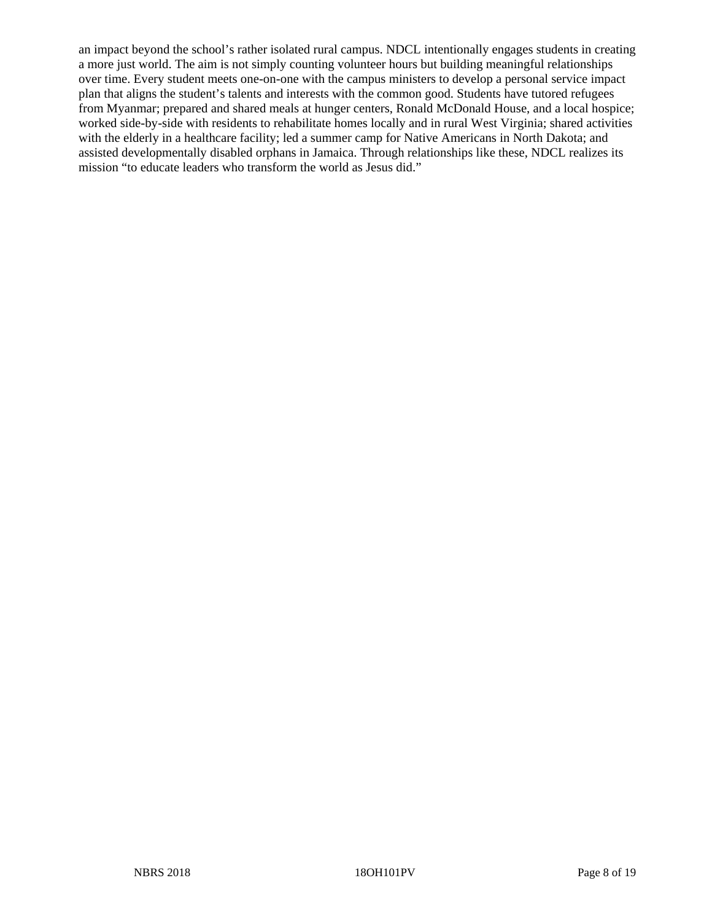an impact beyond the school's rather isolated rural campus. NDCL intentionally engages students in creating a more just world. The aim is not simply counting volunteer hours but building meaningful relationships over time. Every student meets one-on-one with the campus ministers to develop a personal service impact plan that aligns the student's talents and interests with the common good. Students have tutored refugees from Myanmar; prepared and shared meals at hunger centers, Ronald McDonald House, and a local hospice; worked side-by-side with residents to rehabilitate homes locally and in rural West Virginia; shared activities with the elderly in a healthcare facility; led a summer camp for Native Americans in North Dakota; and assisted developmentally disabled orphans in Jamaica. Through relationships like these, NDCL realizes its mission "to educate leaders who transform the world as Jesus did."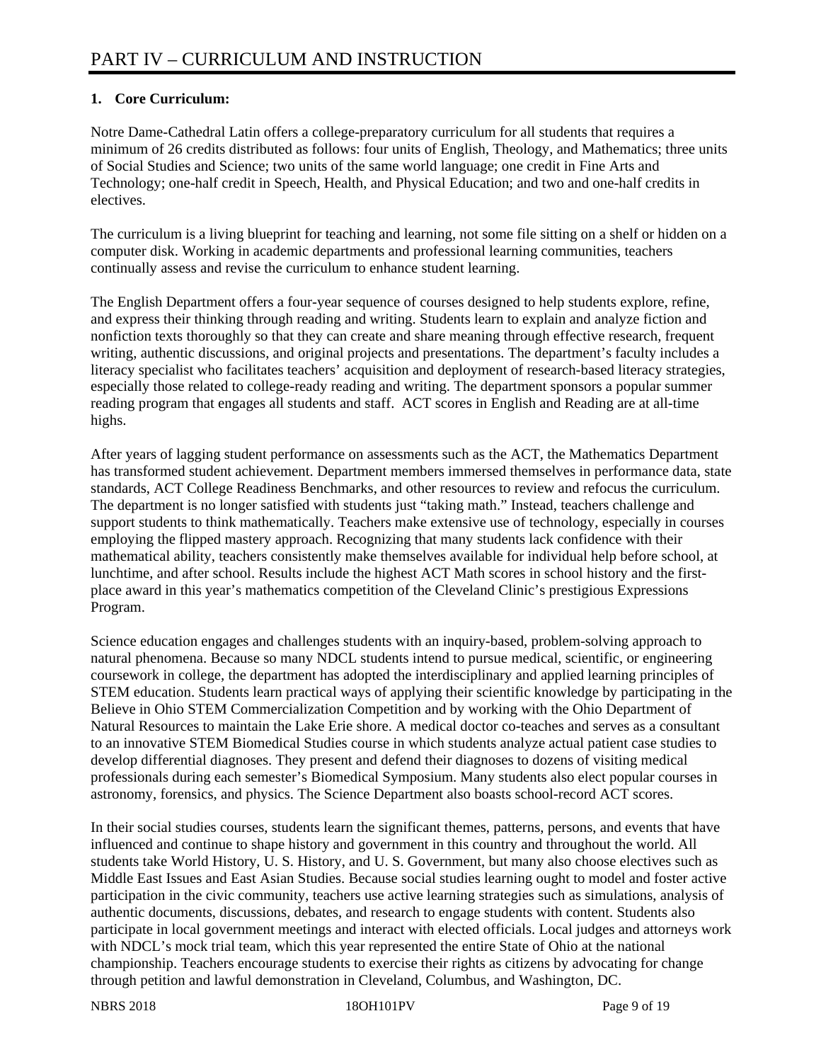# PART IV – CURRICULUM AND INSTRUCTION

**1. Core Curriculum:**

Notre Dame-Cathedral Latin offers a college-preparatory curriculum for all students that requires a minimum of 26 credits distributed as follows: four units of English, Theology, and Mathematics; three units of Social Studies and Science; two units of the same world language; one credit in Fine Arts and Technology; one-half credit in Speech, Health, and Physical Education; and two and one-half credits in electives.

The curriculum is a living blueprint for teaching and learning, not some file sitting on a shelf or hidden on a computer disk. Working in academic departments and professional learning communities, teachers continually assess and revise the curriculum to enhance student learning.

The English Department offers a four-year sequence of courses designed to help students explore, refine, and express their thinking through reading and writing. Students learn to explain and analyze fiction and nonfiction texts thoroughly so that they can create and share meaning through effective research, frequent writing, authentic discussions, and original projects and presentations. The department's faculty includes a literacy specialist who facilitates teachers' acquisition and deployment of research-based literacy strategies, especially those related to college-ready reading and writing. The department sponsors a popular summer reading program that engages all students and staff. ACT scores in English and Reading are at all-time highs.

After years of lagging student performance on assessments such as the ACT, the Mathematics Department has transformed student achievement. Department members immersed themselves in performance data, state standards, ACT College Readiness Benchmarks, and other resources to review and refocus the curriculum. The department is no longer satisfied with students just "taking math." Instead, teachers challenge and support students to think mathematically. Teachers make extensive use of technology, especially in courses employing the flipped mastery approach. Recognizing that many students lack confidence with their mathematical ability, teachers consistently make themselves available for individual help before school, at lunchtime, and after school. Results include the highest ACT Math scores in school history and the first-place award in this year's mathematics competition of the Cleveland Clinic's prestigious Expressions Program.

Science education engages and challenges students with an inquiry-based, problem-solving approach to natural phenomena. Because so many NDCL students intend to pursue medical, scientific, or engineering coursework in college, the department has adopted the interdisciplinary and applied learning principles of STEM education. Students learn practical ways of applying their scientific knowledge by participating in the Believe in Ohio STEM Commercialization Competition and by working with the Ohio Department of Natural Resources to maintain the Lake Erie shore. A medical doctor co-teaches and serves as a consultant to an innovative STEM Biomedical Studies course in which students analyze actual patient case studies to develop differential diagnoses. They present and defend their diagnoses to dozens of visiting medical professionals during each semester's Biomedical Symposium. Many students also elect popular courses in astronomy, forensics, and physics. The Science Department also boasts school-record ACT scores.

In their social studies courses, students learn the significant themes, patterns, persons, and events that have influenced and continue to shape history and government in this country and throughout the world. All students take World History, U. S. History, and U. S. Government, but many also choose electives such as Middle East Issues and East Asian Studies. Because social studies learning ought to model and foster active participation in the civic community, teachers use active learning strategies such as simulations, analysis of authentic documents, discussions, debates, and research to engage students with content. Students also participate in local government meetings and interact with elected officials. Local judges and attorneys work with NDCL's mock trial team, which this year represented the entire State of Ohio at the national championship. Teachers encourage students to exercise their rights as citizens by advocating for change through petition and lawful demonstration in Cleveland, Columbus, and Washington, DC.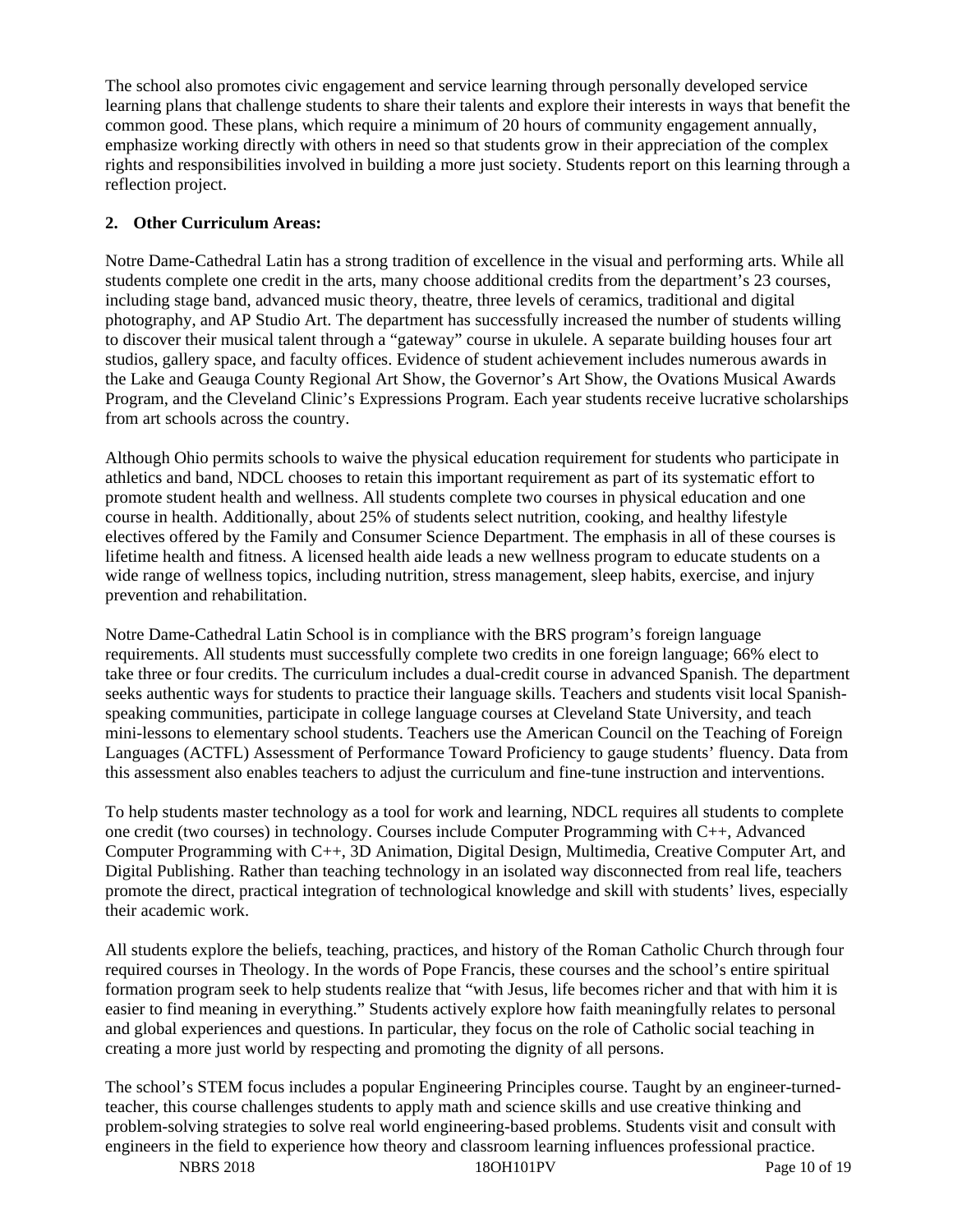The school also promotes civic engagement and service learning through personally developed service learning plans that challenge students to share their talents and explore their interests in ways that benefit the common good. These plans, which require a minimum of 20 hours of community engagement annually, emphasize working directly with others in need so that students grow in their appreciation of the complex rights and responsibilities involved in building a more just society. Students report on this learning through a reflection project.

**2. Other Curriculum Areas:**

Notre Dame-Cathedral Latin has a strong tradition of excellence in the visual and performing arts. While all students complete one credit in the arts, many choose additional credits from the department's 23 courses, including stage band, advanced music theory, theatre, three levels of ceramics, traditional and digital photography, and AP Studio Art. The department has successfully increased the number of students willing to discover their musical talent through a "gateway" course in ukulele. A separate building houses four art studios, gallery space, and faculty offices. Evidence of student achievement includes numerous awards in the Lake and Geauga County Regional Art Show, the Governor's Art Show, the Ovations Musical Awards Program, and the Cleveland Clinic's Expressions Program. Each year students receive lucrative scholarships from art schools across the country.

Although Ohio permits schools to waive the physical education requirement for students who participate in athletics and band, NDCL chooses to retain this important requirement as part of its systematic effort to promote student health and wellness. All students complete two courses in physical education and one course in health. Additionally, about 25% of students select nutrition, cooking, and healthy lifestyle electives offered by the Family and Consumer Science Department. The emphasis in all of these courses is lifetime health and fitness. A licensed health aide leads a new wellness program to educate students on a wide range of wellness topics, including nutrition, stress management, sleep habits, exercise, and injury prevention and rehabilitation.

Notre Dame-Cathedral Latin School is in compliance with the BRS program's foreign language requirements. All students must successfully complete two credits in one foreign language; 66% elect to take three or four credits. The curriculum includes a dual-credit course in advanced Spanish. The department seeks authentic ways for students to practice their language skills. Teachers and students visit local Spanish-speaking communities, participate in college language courses at Cleveland State University, and teach mini-lessons to elementary school students. Teachers use the American Council on the Teaching of Foreign Languages (ACTFL) Assessment of Performance Toward Proficiency to gauge students' fluency. Data from this assessment also enables teachers to adjust the curriculum and fine-tune instruction and interventions.

To help students master technology as a tool for work and learning, NDCL requires all students to complete one credit (two courses) in technology. Courses include Computer Programming with C++, Advanced Computer Programming with C++, 3D Animation, Digital Design, Multimedia, Creative Computer Art, and Digital Publishing. Rather than teaching technology in an isolated way disconnected from real life, teachers promote the direct, practical integration of technological knowledge and skill with students' lives, especially their academic work.

All students explore the beliefs, teaching, practices, and history of the Roman Catholic Church through four required courses in Theology. In the words of Pope Francis, these courses and the school's entire spiritual formation program seek to help students realize that "with Jesus, life becomes richer and that with him it is easier to find meaning in everything." Students actively explore how faith meaningfully relates to personal and global experiences and questions. In particular, they focus on the role of Catholic social teaching in creating a more just world by respecting and promoting the dignity of all persons.

The school's STEM focus includes a popular Engineering Principles course. Taught by an engineer-turned-teacher, this course challenges students to apply math and science skills and use creative thinking and problem-solving strategies to solve real world engineering-based problems. Students visit and consult with engineers in the field to experience how theory and classroom learning influences professional practice.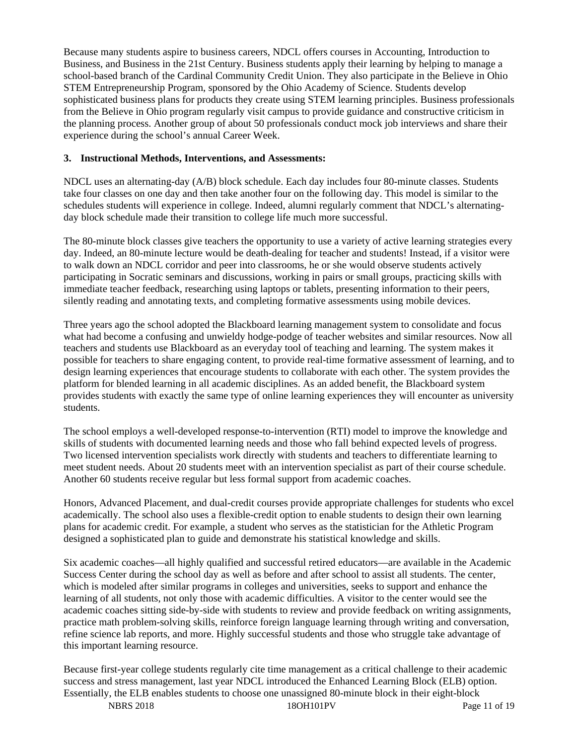Because many students aspire to business careers, NDCL offers courses in Accounting, Introduction to Business, and Business in the 21st Century. Business students apply their learning by helping to manage a school-based branch of the Cardinal Community Credit Union. They also participate in the Believe in Ohio STEM Entrepreneurship Program, sponsored by the Ohio Academy of Science. Students develop sophisticated business plans for products they create using STEM learning principles. Business professionals from the Believe in Ohio program regularly visit campus to provide guidance and constructive criticism in the planning process. Another group of about 50 professionals conduct mock job interviews and share their experience during the school's annual Career Week.

**3. Instructional Methods, Interventions, and Assessments:**

NDCL uses an alternating-day (A/B) block schedule. Each day includes four 80-minute classes. Students take four classes on one day and then take another four on the following day. This model is similar to the schedules students will experience in college. Indeed, alumni regularly comment that NDCL's alternating-day block schedule made their transition to college life much more successful.

The 80-minute block classes give teachers the opportunity to use a variety of active learning strategies every day. Indeed, an 80-minute lecture would be death-dealing for teacher and students! Instead, if a visitor were to walk down an NDCL corridor and peer into classrooms, he or she would observe students actively participating in Socratic seminars and discussions, working in pairs or small groups, practicing skills with immediate teacher feedback, researching using laptops or tablets, presenting information to their peers, silently reading and annotating texts, and completing formative assessments using mobile devices.

Three years ago the school adopted the Blackboard learning management system to consolidate and focus what had become a confusing and unwieldy hodge-podge of teacher websites and similar resources. Now all teachers and students use Blackboard as an everyday tool of teaching and learning. The system makes it possible for teachers to share engaging content, to provide real-time formative assessment of learning, and to design learning experiences that encourage students to collaborate with each other. The system provides the platform for blended learning in all academic disciplines. As an added benefit, the Blackboard system provides students with exactly the same type of online learning experiences they will encounter as university students.

The school employs a well-developed response-to-intervention (RTI) model to improve the knowledge and skills of students with documented learning needs and those who fall behind expected levels of progress. Two licensed intervention specialists work directly with students and teachers to differentiate learning to meet student needs. About 20 students meet with an intervention specialist as part of their course schedule. Another 60 students receive regular but less formal support from academic coaches.

Honors, Advanced Placement, and dual-credit courses provide appropriate challenges for students who excel academically. The school also uses a flexible-credit option to enable students to design their own learning plans for academic credit. For example, a student who serves as the statistician for the Athletic Program designed a sophisticated plan to guide and demonstrate his statistical knowledge and skills.

Six academic coaches—all highly qualified and successful retired educators—are available in the Academic Success Center during the school day as well as before and after school to assist all students. The center, which is modeled after similar programs in colleges and universities, seeks to support and enhance the learning of all students, not only those with academic difficulties. A visitor to the center would see the academic coaches sitting side-by-side with students to review and provide feedback on writing assignments, practice math problem-solving skills, reinforce foreign language learning through writing and conversation, refine science lab reports, and more. Highly successful students and those who struggle take advantage of this important learning resource.

Because first-year college students regularly cite time management as a critical challenge to their academic success and stress management, last year NDCL introduced the Enhanced Learning Block (ELB) option. Essentially, the ELB enables students to choose one unassigned 80-minute block in their eight-block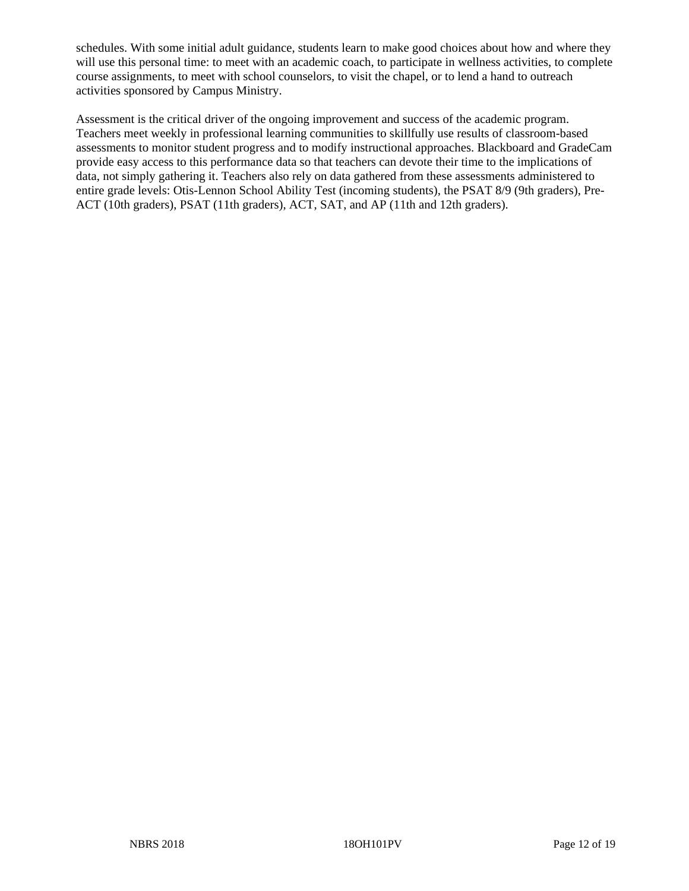schedules. With some initial adult guidance, students learn to make good choices about how and where they will use this personal time: to meet with an academic coach, to participate in wellness activities, to complete course assignments, to meet with school counselors, to visit the chapel, or to lend a hand to outreach activities sponsored by Campus Ministry.

Assessment is the critical driver of the ongoing improvement and success of the academic program. Teachers meet weekly in professional learning communities to skillfully use results of classroom-based assessments to monitor student progress and to modify instructional approaches. Blackboard and GradeCam provide easy access to this performance data so that teachers can devote their time to the implications of data, not simply gathering it. Teachers also rely on data gathered from these assessments administered to entire grade levels: Otis-Lennon School Ability Test (incoming students), the PSAT 8/9 (9th graders), Pre-ACT (10th graders), PSAT (11th graders), ACT, SAT, and AP (11th and 12th graders).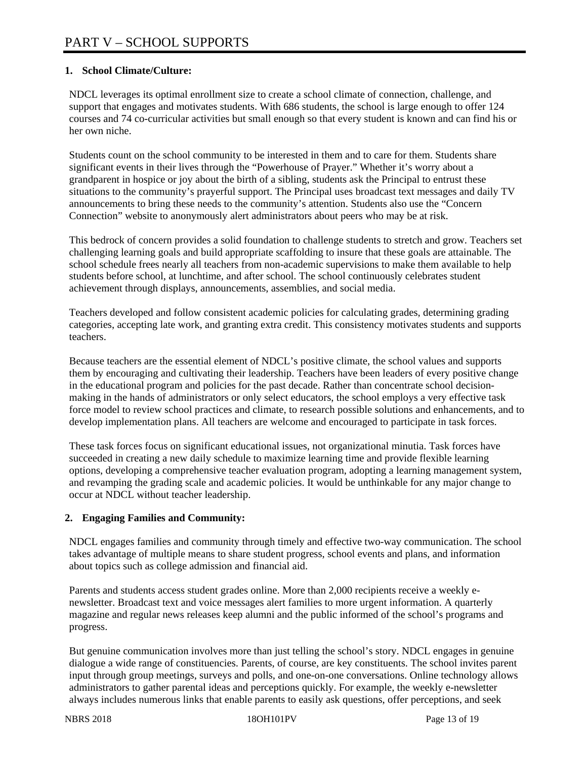# PART V – SCHOOL SUPPORTS

## 1. School Climate/Culture:

NDCL leverages its optimal enrollment size to create a school climate of connection, challenge, and support that engages and motivates students. With 686 students, the school is large enough to offer 124 courses and 74 co-curricular activities but small enough so that every student is known and can find his or her own niche.

Students count on the school community to be interested in them and to care for them. Students share significant events in their lives through the "Powerhouse of Prayer." Whether it's worry about a grandparent in hospice or joy about the birth of a sibling, students ask the Principal to entrust these situations to the community's prayerful support. The Principal uses broadcast text messages and daily TV announcements to bring these needs to the community's attention. Students also use the "Concern Connection" website to anonymously alert administrators about peers who may be at risk.

This bedrock of concern provides a solid foundation to challenge students to stretch and grow. Teachers set challenging learning goals and build appropriate scaffolding to insure that these goals are attainable. The school schedule frees nearly all teachers from non-academic supervisions to make them available to help students before school, at lunchtime, and after school. The school continuously celebrates student achievement through displays, announcements, assemblies, and social media.

Teachers developed and follow consistent academic policies for calculating grades, determining grading categories, accepting late work, and granting extra credit. This consistency motivates students and supports teachers.

Because teachers are the essential element of NDCL's positive climate, the school values and supports them by encouraging and cultivating their leadership. Teachers have been leaders of every positive change in the educational program and policies for the past decade. Rather than concentrate school decision-making in the hands of administrators or only select educators, the school employs a very effective task force model to review school practices and climate, to research possible solutions and enhancements, and to develop implementation plans. All teachers are welcome and encouraged to participate in task forces.

These task forces focus on significant educational issues, not organizational minutia. Task forces have succeeded in creating a new daily schedule to maximize learning time and provide flexible learning options, developing a comprehensive teacher evaluation program, adopting a learning management system, and revamping the grading scale and academic policies. It would be unthinkable for any major change to occur at NDCL without teacher leadership.

## 2. Engaging Families and Community:

NDCL engages families and community through timely and effective two-way communication. The school takes advantage of multiple means to share student progress, school events and plans, and information about topics such as college admission and financial aid.

Parents and students access student grades online. More than 2,000 recipients receive a weekly e-newsletter. Broadcast text and voice messages alert families to more urgent information. A quarterly magazine and regular news releases keep alumni and the public informed of the school's programs and progress.

But genuine communication involves more than just telling the school's story. NDCL engages in genuine dialogue a wide range of constituencies. Parents, of course, are key constituents. The school invites parent input through group meetings, surveys and polls, and one-on-one conversations. Online technology allows administrators to gather parental ideas and perceptions quickly. For example, the weekly e-newsletter always includes numerous links that enable parents to easily ask questions, offer perceptions, and seek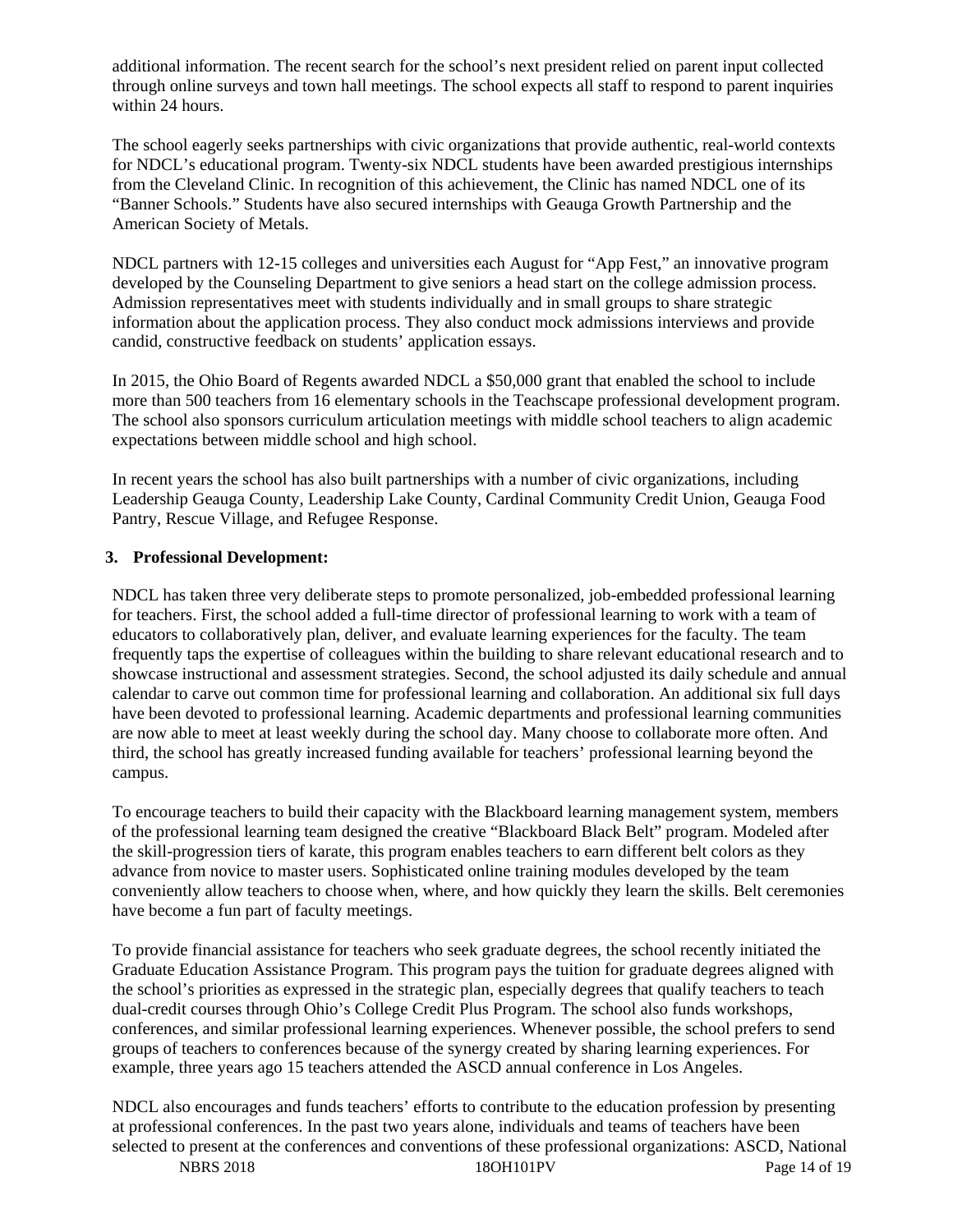additional information. The recent search for the school's next president relied on parent input collected through online surveys and town hall meetings. The school expects all staff to respond to parent inquiries within 24 hours.

The school eagerly seeks partnerships with civic organizations that provide authentic, real-world contexts for NDCL's educational program. Twenty-six NDCL students have been awarded prestigious internships from the Cleveland Clinic. In recognition of this achievement, the Clinic has named NDCL one of its "Banner Schools." Students have also secured internships with Geauga Growth Partnership and the American Society of Metals.

NDCL partners with 12-15 colleges and universities each August for "App Fest," an innovative program developed by the Counseling Department to give seniors a head start on the college admission process. Admission representatives meet with students individually and in small groups to share strategic information about the application process. They also conduct mock admissions interviews and provide candid, constructive feedback on students' application essays.

In 2015, the Ohio Board of Regents awarded NDCL a $50,000 grant that enabled the school to include more than 500 teachers from 16 elementary schools in the Teachscape professional development program. The school also sponsors curriculum articulation meetings with middle school teachers to align academic expectations between middle school and high school.

In recent years the school has also built partnerships with a number of civic organizations, including Leadership Geauga County, Leadership Lake County, Cardinal Community Credit Union, Geauga Food Pantry, Rescue Village, and Refugee Response.

**3. Professional Development:**

NDCL has taken three very deliberate steps to promote personalized, job-embedded professional learning for teachers. First, the school added a full-time director of professional learning to work with a team of educators to collaboratively plan, deliver, and evaluate learning experiences for the faculty. The team frequently taps the expertise of colleagues within the building to share relevant educational research and to showcase instructional and assessment strategies. Second, the school adjusted its daily schedule and annual calendar to carve out common time for professional learning and collaboration. An additional six full days have been devoted to professional learning. Academic departments and professional learning communities are now able to meet at least weekly during the school day. Many choose to collaborate more often. And third, the school has greatly increased funding available for teachers' professional learning beyond the campus.

To encourage teachers to build their capacity with the Blackboard learning management system, members of the professional learning team designed the creative "Blackboard Black Belt" program. Modeled after the skill-progression tiers of karate, this program enables teachers to earn different belt colors as they advance from novice to master users. Sophisticated online training modules developed by the team conveniently allow teachers to choose when, where, and how quickly they learn the skills. Belt ceremonies have become a fun part of faculty meetings.

To provide financial assistance for teachers who seek graduate degrees, the school recently initiated the Graduate Education Assistance Program. This program pays the tuition for graduate degrees aligned with the school's priorities as expressed in the strategic plan, especially degrees that qualify teachers to teach dual-credit courses through Ohio's College Credit Plus Program. The school also funds workshops, conferences, and similar professional learning experiences. Whenever possible, the school prefers to send groups of teachers to conferences because of the synergy created by sharing learning experiences. For example, three years ago 15 teachers attended the ASCD annual conference in Los Angeles.

NDCL also encourages and funds teachers' efforts to contribute to the education profession by presenting at professional conferences. In the past two years alone, individuals and teams of teachers have been selected to present at the conferences and conventions of these professional organizations: ASCD, National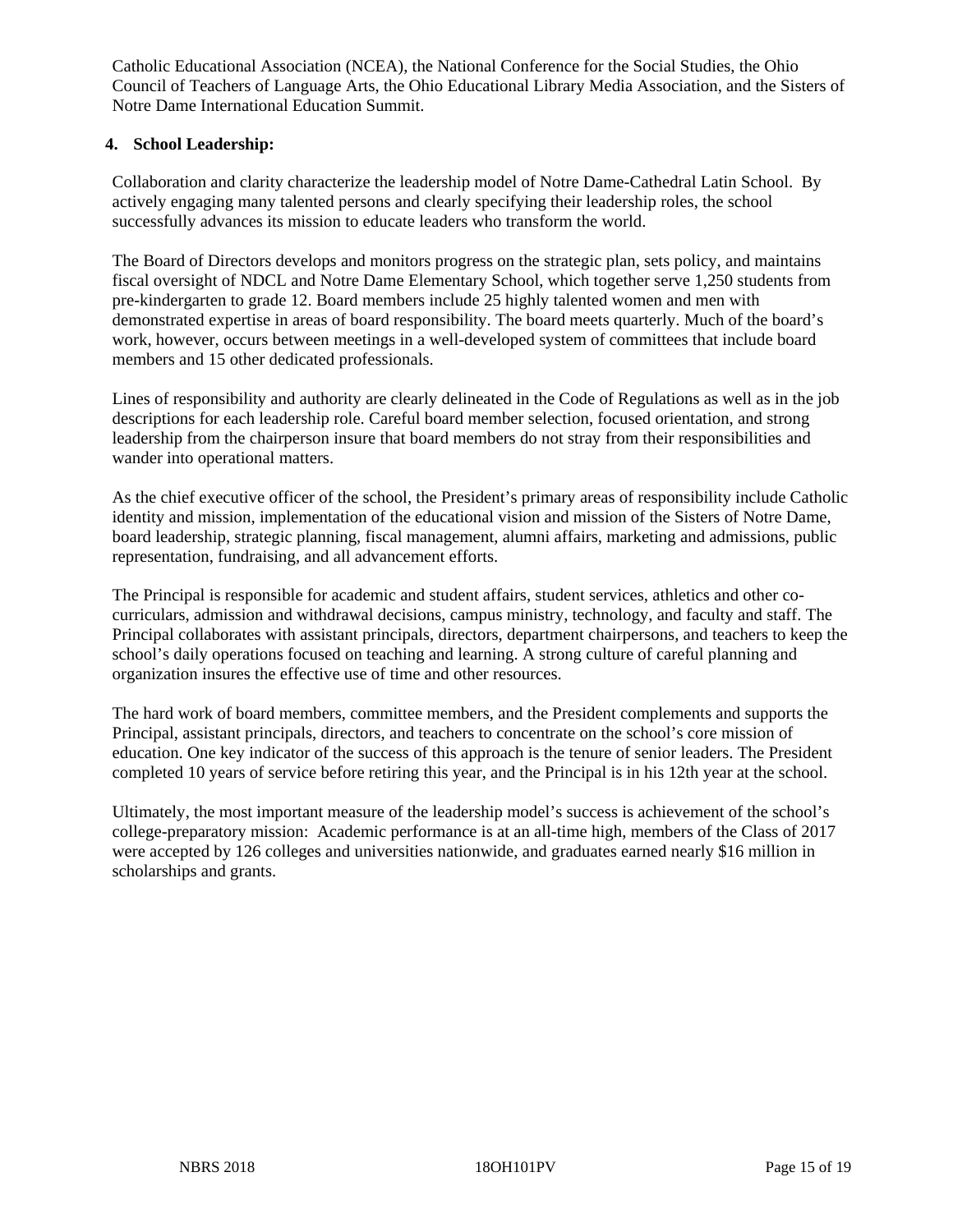Catholic Educational Association (NCEA), the National Conference for the Social Studies, the Ohio Council of Teachers of Language Arts, the Ohio Educational Library Media Association, and the Sisters of Notre Dame International Education Summit.

**4. School Leadership:**

Collaboration and clarity characterize the leadership model of Notre Dame-Cathedral Latin School. By actively engaging many talented persons and clearly specifying their leadership roles, the school successfully advances its mission to educate leaders who transform the world.

The Board of Directors develops and monitors progress on the strategic plan, sets policy, and maintains fiscal oversight of NDCL and Notre Dame Elementary School, which together serve 1,250 students from pre-kindergarten to grade 12. Board members include 25 highly talented women and men with demonstrated expertise in areas of board responsibility. The board meets quarterly. Much of the board's work, however, occurs between meetings in a well-developed system of committees that include board members and 15 other dedicated professionals.

Lines of responsibility and authority are clearly delineated in the Code of Regulations as well as in the job descriptions for each leadership role. Careful board member selection, focused orientation, and strong leadership from the chairperson insure that board members do not stray from their responsibilities and wander into operational matters.

As the chief executive officer of the school, the President's primary areas of responsibility include Catholic identity and mission, implementation of the educational vision and mission of the Sisters of Notre Dame, board leadership, strategic planning, fiscal management, alumni affairs, marketing and admissions, public representation, fundraising, and all advancement efforts.

The Principal is responsible for academic and student affairs, student services, athletics and other co-curriculars, admission and withdrawal decisions, campus ministry, technology, and faculty and staff. The Principal collaborates with assistant principals, directors, department chairpersons, and teachers to keep the school's daily operations focused on teaching and learning. A strong culture of careful planning and organization insures the effective use of time and other resources.

The hard work of board members, committee members, and the President complements and supports the Principal, assistant principals, directors, and teachers to concentrate on the school's core mission of education. One key indicator of the success of this approach is the tenure of senior leaders. The President completed 10 years of service before retiring this year, and the Principal is in his 12th year at the school.

Ultimately, the most important measure of the leadership model's success is achievement of the school's college-preparatory mission: Academic performance is at an all-time high, members of the Class of 2017 were accepted by 126 colleges and universities nationwide, and graduates earned nearly $16 million in scholarships and grants.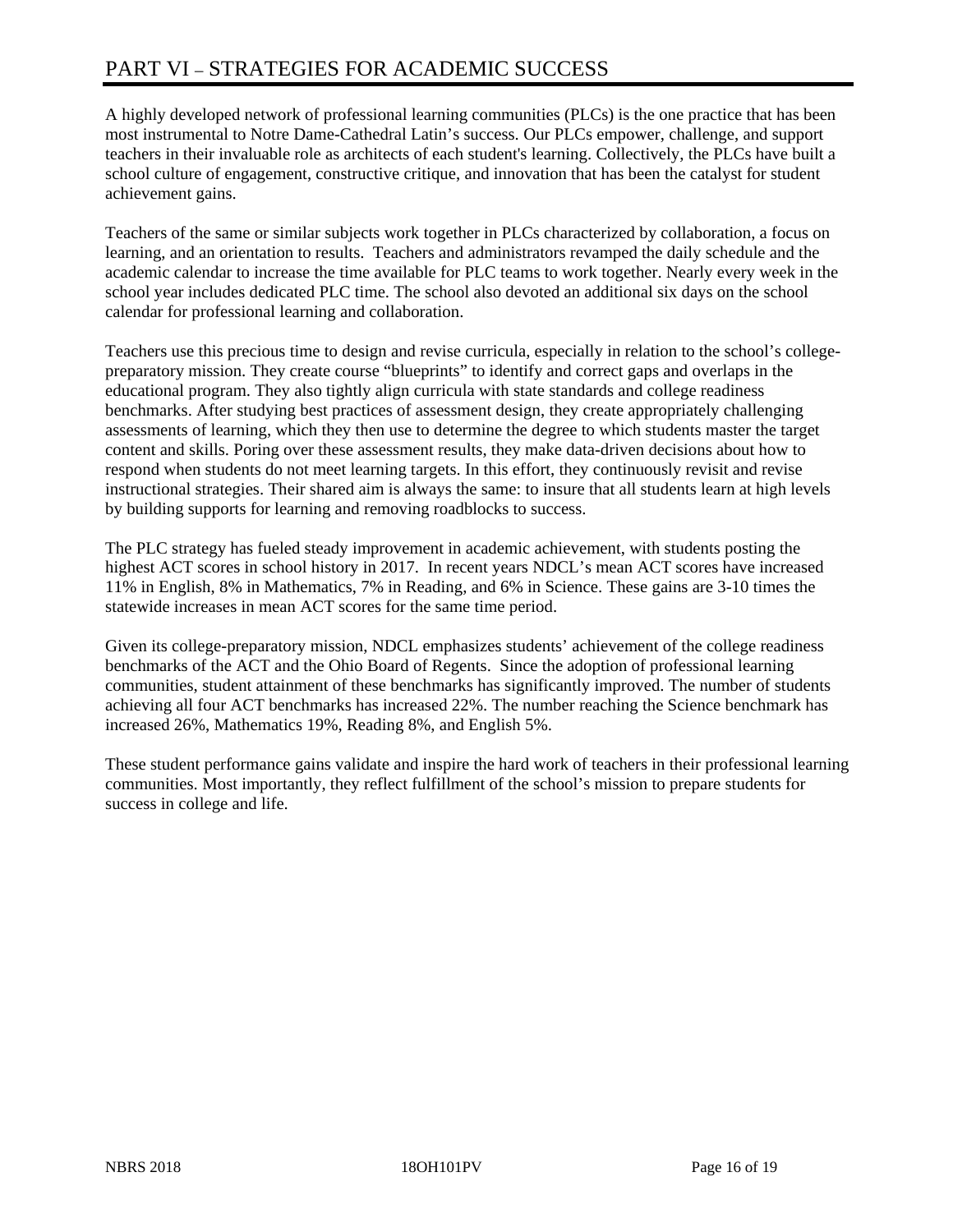# PART VI – STRATEGIES FOR ACADEMIC SUCCESS

A highly developed network of professional learning communities (PLCs) is the one practice that has been most instrumental to Notre Dame-Cathedral Latin's success. Our PLCs empower, challenge, and support teachers in their invaluable role as architects of each student's learning. Collectively, the PLCs have built a school culture of engagement, constructive critique, and innovation that has been the catalyst for student achievement gains.

Teachers of the same or similar subjects work together in PLCs characterized by collaboration, a focus on learning, and an orientation to results. Teachers and administrators revamped the daily schedule and the academic calendar to increase the time available for PLC teams to work together. Nearly every week in the school year includes dedicated PLC time. The school also devoted an additional six days on the school calendar for professional learning and collaboration.

Teachers use this precious time to design and revise curricula, especially in relation to the school's college-preparatory mission. They create course "blueprints" to identify and correct gaps and overlaps in the educational program. They also tightly align curricula with state standards and college readiness benchmarks. After studying best practices of assessment design, they create appropriately challenging assessments of learning, which they then use to determine the degree to which students master the target content and skills. Poring over these assessment results, they make data-driven decisions about how to respond when students do not meet learning targets. In this effort, they continuously revisit and revise instructional strategies. Their shared aim is always the same: to insure that all students learn at high levels by building supports for learning and removing roadblocks to success.

The PLC strategy has fueled steady improvement in academic achievement, with students posting the highest ACT scores in school history in 2017. In recent years NDCL's mean ACT scores have increased 11% in English, 8% in Mathematics, 7% in Reading, and 6% in Science. These gains are 3-10 times the statewide increases in mean ACT scores for the same time period.

Given its college-preparatory mission, NDCL emphasizes students' achievement of the college readiness benchmarks of the ACT and the Ohio Board of Regents. Since the adoption of professional learning communities, student attainment of these benchmarks has significantly improved. The number of students achieving all four ACT benchmarks has increased 22%. The number reaching the Science benchmark has increased 26%, Mathematics 19%, Reading 8%, and English 5%.

These student performance gains validate and inspire the hard work of teachers in their professional learning communities. Most importantly, they reflect fulfillment of the school's mission to prepare students for success in college and life.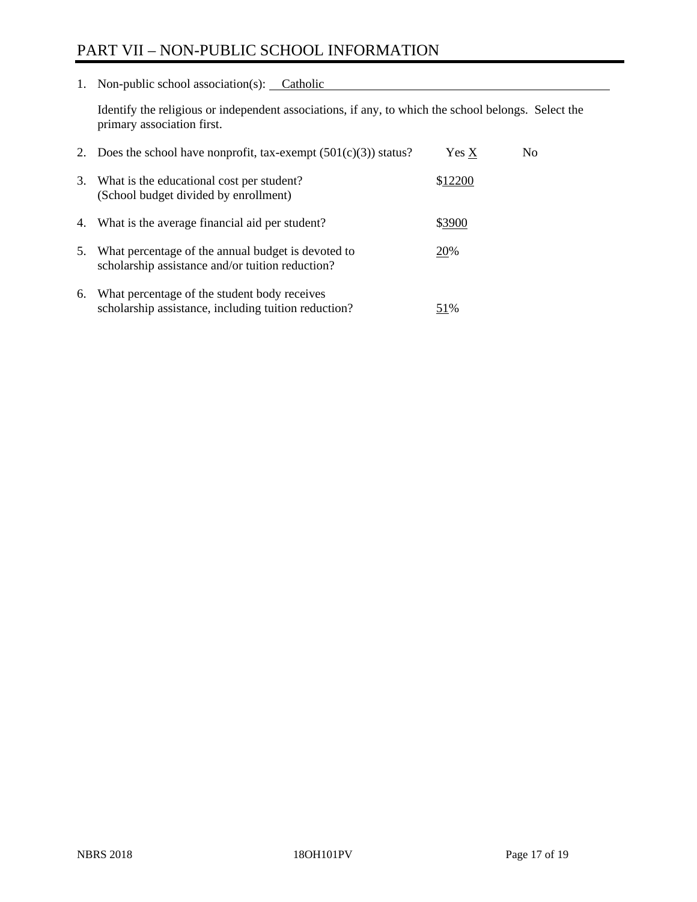# PART VII – NON-PUBLIC SCHOOL INFORMATION

1. Non-public school association(s): Catholic

   Identify the religious or independent associations, if any, to which the school belongs. Select the primary association first.

2. Does the school have nonprofit, tax-exempt (501(c)(3)) status? Yes X No

3. What is the educational cost per student? (School budget divided by enrollment) $12200

4. What is the average financial aid per student? $3900

5. What percentage of the annual budget is devoted to scholarship assistance and/or tuition reduction? 20%

6. What percentage of the student body receives scholarship assistance, including tuition reduction? 51%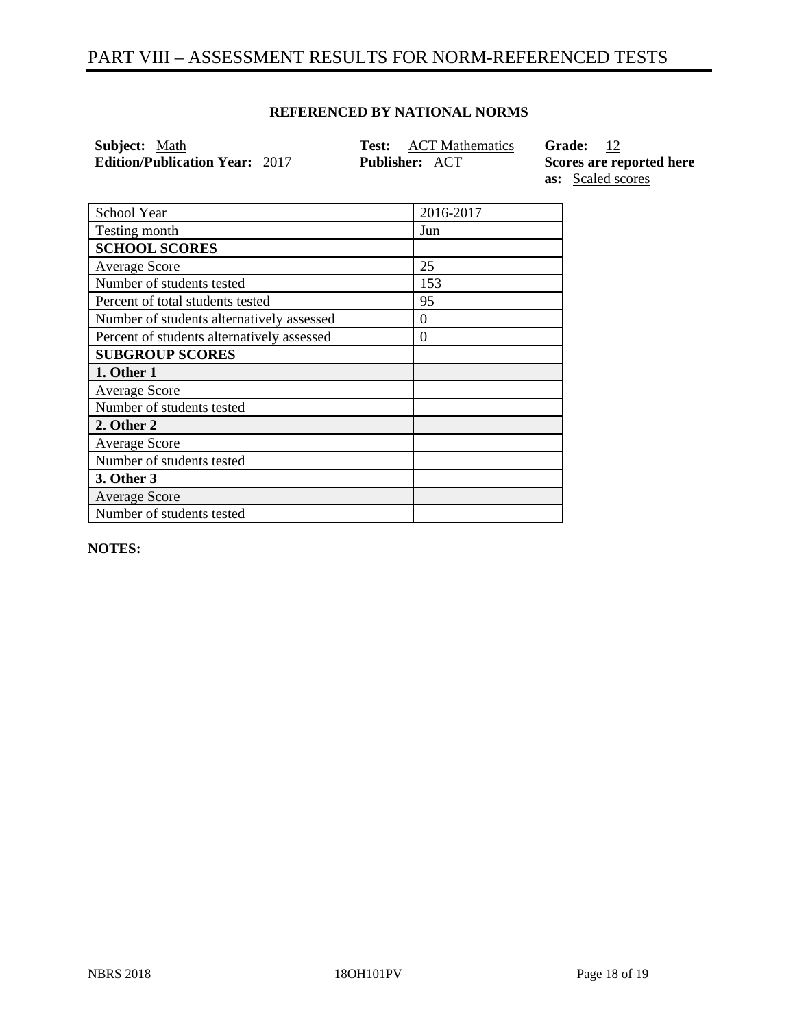# PART VIII – ASSESSMENT RESULTS FOR NORM-REFERENCED TESTS

**REFERENCED BY NATIONAL NORMS**

**Subject:** Math
**Edition/Publication Year:** 2017
**Test:** ACT Mathematics
**Publisher:** ACT
**Grade:** 12
**Scores are reported here as:** Scaled scores

| School Year | 2016-2017 |
|---|---|
| Testing month | Jun |
| **SCHOOL SCORES** | |
| Average Score | 25 |
| Number of students tested | 153 |
| Percent of total students tested | 95 |
| Number of students alternatively assessed | 0 |
| Percent of students alternatively assessed | 0 |
| **SUBGROUP SCORES** | |
| **1. Other 1** | |
| Average Score | |
| Number of students tested | |
| **2. Other 2** | |
| Average Score | |
| Number of students tested | |
| **3. Other 3** | |
| Average Score | |
| Number of students tested | |

**NOTES:**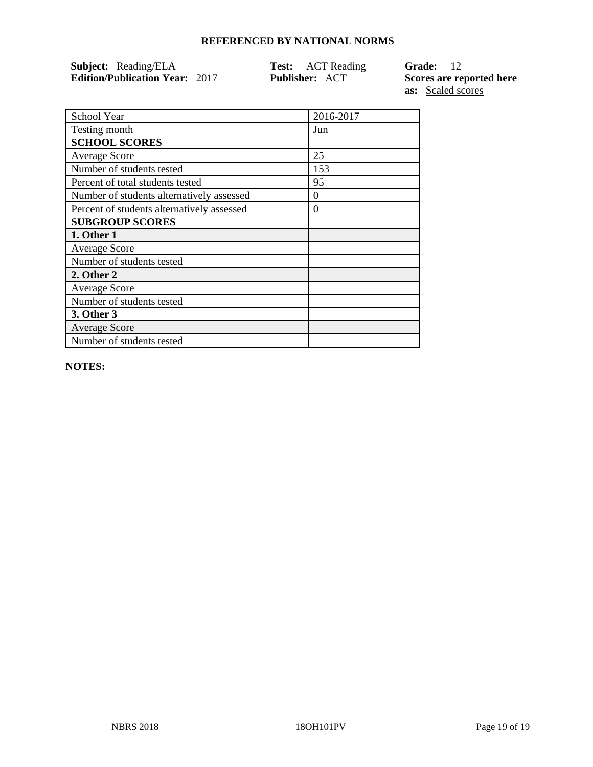**REFERENCED BY NATIONAL NORMS**

**Subject:** Reading/ELA
**Edition/Publication Year:** 2017

**Test:** ACT Reading
**Publisher:** ACT

**Grade:** 12
**Scores are reported here as:** Scaled scores

| | |
|---|---|
| School Year | 2016-2017 |
| Testing month | Jun |
| **SCHOOL SCORES** | |
| Average Score | 25 |
| Number of students tested | 153 |
| Percent of total students tested | 95 |
| Number of students alternatively assessed | 0 |
| Percent of students alternatively assessed | 0 |
| **SUBGROUP SCORES** | |
| **1. Other 1** | |
| Average Score | |
| Number of students tested | |
| **2. Other 2** | |
| Average Score | |
| Number of students tested | |
| **3. Other 3** | |
| Average Score | |
| Number of students tested | |

**NOTES:**